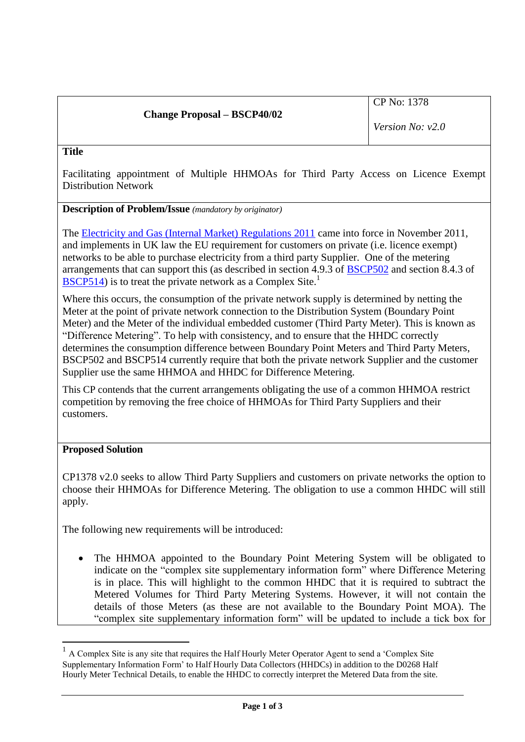| Change Proposal – BSCP40/02 | CP No: 1378<br><br>*Version No: v2.0* |
|---|---|

**Title**

Facilitating appointment of Multiple HHMOAs for Third Party Access on Licence Exempt Distribution Network

**Description of Problem/Issue** *(mandatory by originator)*

The Electricity and Gas (Internal Market) Regulations 2011 came into force in November 2011, and implements in UK law the EU requirement for customers on private (i.e. licence exempt) networks to be able to purchase electricity from a third party Supplier. One of the metering arrangements that can support this (as described in section 4.9.3 of BSCP502 and section 8.4.3 of BSCP514) is to treat the private network as a Complex Site.[1]

Where this occurs, the consumption of the private network supply is determined by netting the Meter at the point of private network connection to the Distribution System (Boundary Point Meter) and the Meter of the individual embedded customer (Third Party Meter). This is known as "Difference Metering". To help with consistency, and to ensure that the HHDC correctly determines the consumption difference between Boundary Point Meters and Third Party Meters, BSCP502 and BSCP514 currently require that both the private network Supplier and the customer Supplier use the same HHMOA and HHDC for Difference Metering.

This CP contends that the current arrangements obligating the use of a common HHMOA restrict competition by removing the free choice of HHMOAs for Third Party Suppliers and their customers.

**Proposed Solution**

CP1378 v2.0 seeks to allow Third Party Suppliers and customers on private networks the option to choose their HHMOAs for Difference Metering. The obligation to use a common HHDC will still apply.

The following new requirements will be introduced:

- The HHMOA appointed to the Boundary Point Metering System will be obligated to indicate on the "complex site supplementary information form" where Difference Metering is in place. This will highlight to the common HHDC that it is required to subtract the Metered Volumes for Third Party Metering Systems. However, it will not contain the details of those Meters (as these are not available to the Boundary Point MOA). The "complex site supplementary information form" will be updated to include a tick box for

[1] A Complex Site is any site that requires the Half Hourly Meter Operator Agent to send a 'Complex Site Supplementary Information Form' to Half Hourly Data Collectors (HHDCs) in addition to the D0268 Half Hourly Meter Technical Details, to enable the HHDC to correctly interpret the Metered Data from the site.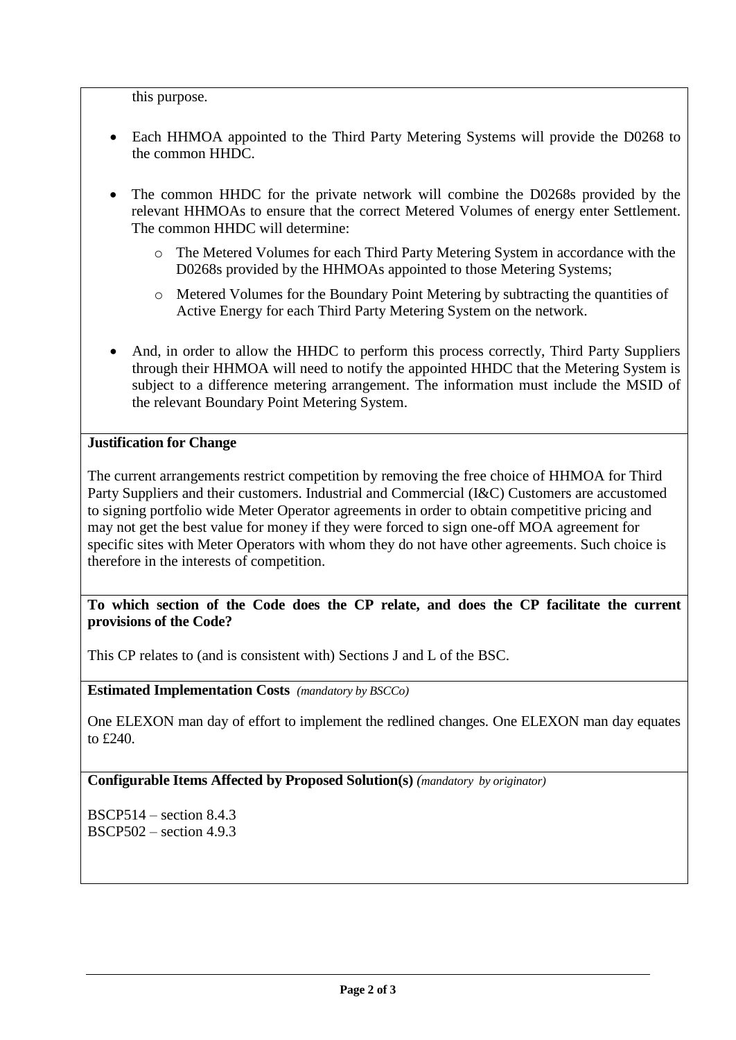this purpose.

- Each HHMOA appointed to the Third Party Metering Systems will provide the D0268 to the common HHDC.
- The common HHDC for the private network will combine the D0268s provided by the relevant HHMOAs to ensure that the correct Metered Volumes of energy enter Settlement. The common HHDC will determine:
    - The Metered Volumes for each Third Party Metering System in accordance with the D0268s provided by the HHMOAs appointed to those Metering Systems;
    - Metered Volumes for the Boundary Point Metering by subtracting the quantities of Active Energy for each Third Party Metering System on the network.
- And, in order to allow the HHDC to perform this process correctly, Third Party Suppliers through their HHMOA will need to notify the appointed HHDC that the Metering System is subject to a difference metering arrangement. The information must include the MSID of the relevant Boundary Point Metering System.

**Justification for Change**

The current arrangements restrict competition by removing the free choice of HHMOA for Third Party Suppliers and their customers. Industrial and Commercial (I&C) Customers are accustomed to signing portfolio wide Meter Operator agreements in order to obtain competitive pricing and may not get the best value for money if they were forced to sign one-off MOA agreement for specific sites with Meter Operators with whom they do not have other agreements. Such choice is therefore in the interests of competition.

**To which section of the Code does the CP relate, and does the CP facilitate the current provisions of the Code?**

This CP relates to (and is consistent with) Sections J and L of the BSC.

**Estimated Implementation Costs** *(mandatory by BSCCo)*

One ELEXON man day of effort to implement the redlined changes. One ELEXON man day equates to £240.

**Configurable Items Affected by Proposed Solution(s)** *(mandatory by originator)*

BSCP514 – section 8.4.3
BSCP502 – section 4.9.3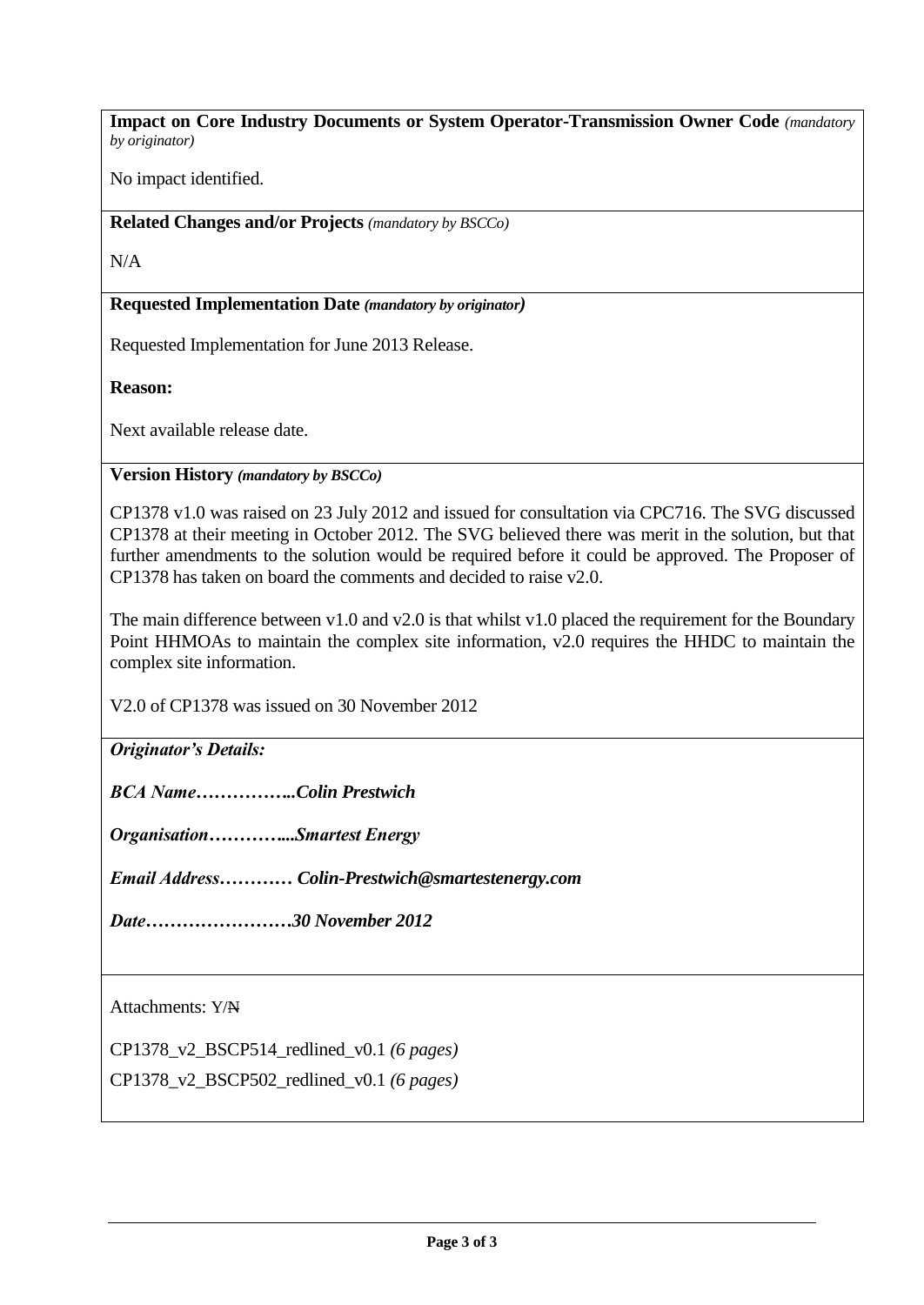**Impact on Core Industry Documents or System Operator-Transmission Owner Code** *(mandatory by originator)*

No impact identified.

**Related Changes and/or Projects** *(mandatory by BSCCo)*

N/A

**Requested Implementation Date** ***(mandatory by originator)***

Requested Implementation for June 2013 Release.

**Reason:**

Next available release date.

**Version History** ***(mandatory by BSCCo)***

CP1378 v1.0 was raised on 23 July 2012 and issued for consultation via CPC716. The SVG discussed CP1378 at their meeting in October 2012. The SVG believed there was merit in the solution, but that further amendments to the solution would be required before it could be approved. The Proposer of CP1378 has taken on board the comments and decided to raise v2.0.

The main difference between v1.0 and v2.0 is that whilst v1.0 placed the requirement for the Boundary Point HHMOAs to maintain the complex site information, v2.0 requires the HHDC to maintain the complex site information.

V2.0 of CP1378 was issued on 30 November 2012

***Originator's Details:***

***BCA Name……………..Colin Prestwich***

***Organisation…………...Smartest Energy***

***Email Address………… Colin-Prestwich@smartestenergy.com***

***Date……………………30 November 2012***

Attachments: Y/~~N~~

CP1378_v2_BSCP514_redlined_v0.1 *(6 pages)*

CP1378_v2_BSCP502_redlined_v0.1 *(6 pages)*